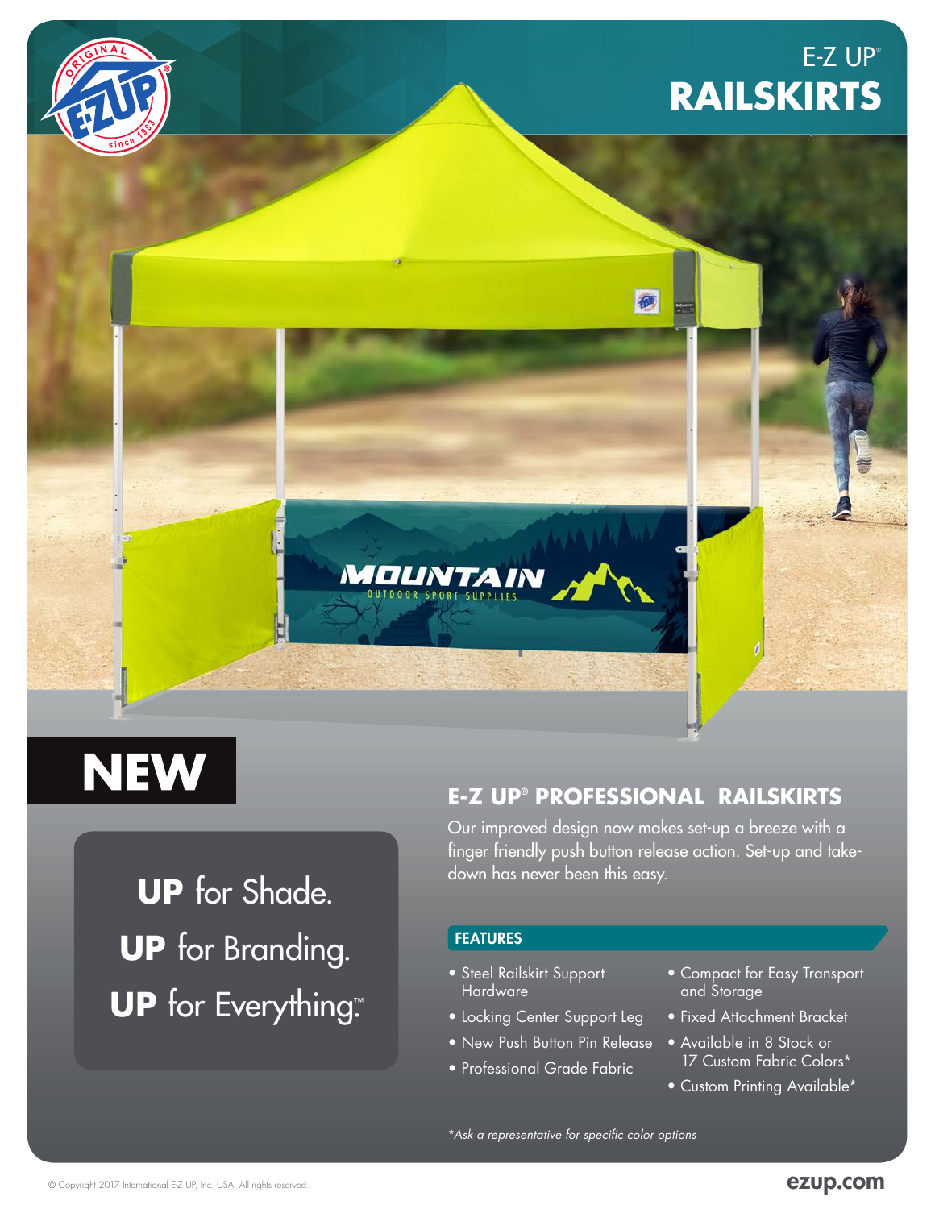E-Z UP®

# RAILSKIRTS

**NEW**

**UP** for Shade.
**UP** for Branding.
**UP** for Everything.™

## E-Z UP® PROFESSIONAL RAILSKIRTS

Our improved design now makes set-up a breeze with a finger friendly push button release action. Set-up and take-down has never been this easy.

### FEATURES

- Steel Railskirt Support Hardware
- Locking Center Support Leg
- New Push Button Pin Release
- Professional Grade Fabric
- Compact for Easy Transport and Storage
- Fixed Attachment Bracket
- Available in 8 Stock or 17 Custom Fabric Colors*
- Custom Printing Available*

*\*Ask a representative for specific color options*

© Copyright 2017 International E-Z UP, Inc. USA. All rights reserved.

ezup.com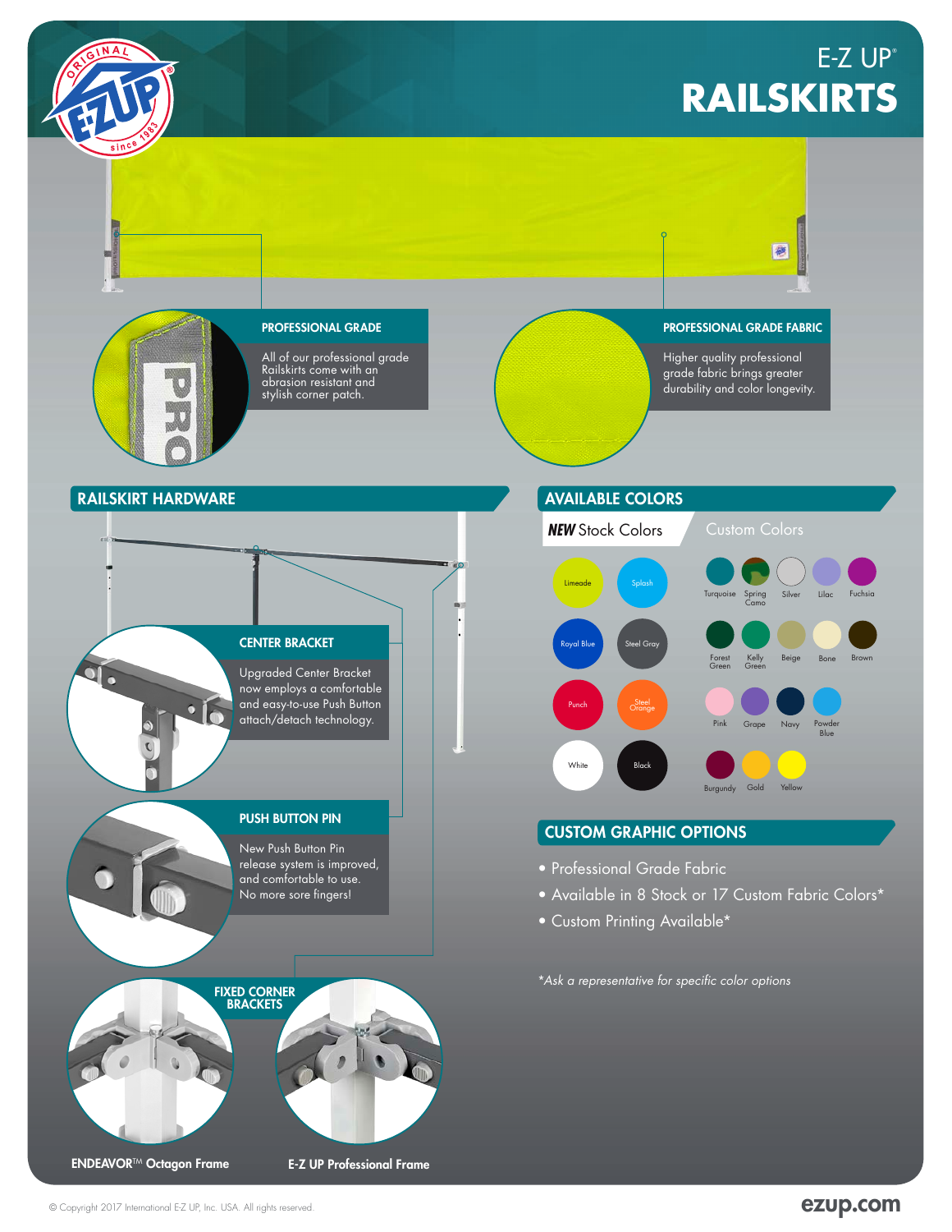# E-Z UP® RAILSKIRTS

### PROFESSIONAL GRADE

All of our professional grade Railskirts come with an abrasion resistant and stylish corner patch.

### PROFESSIONAL GRADE FABRIC

Higher quality professional grade fabric brings greater durability and color longevity.

## RAILSKIRT HARDWARE

### CENTER BRACKET

Upgraded Center Bracket now employs a comfortable and easy-to-use Push Button attach/detach technology.

### PUSH BUTTON PIN

New Push Button Pin release system is improved, and comfortable to use. No more sore fingers!

### FIXED CORNER BRACKETS

ENDEAVOR™ Octagon Frame

E-Z UP Professional Frame

## AVAILABLE COLORS

***NEW*** **Stock Colors**

Limeade, Splash, Royal Blue, Steel Gray, Punch, Steel Orange, White, Black

**Custom Colors**

Turquoise, Spring Camo, Silver, Lilac, Fuchsia, Forest Green, Kelly Green, Beige, Bone, Brown, Pink, Grape, Navy, Powder Blue, Burgundy, Gold, Yellow

## CUSTOM GRAPHIC OPTIONS

- Professional Grade Fabric
- Available in 8 Stock or 17 Custom Fabric Colors*
- Custom Printing Available*

*\*Ask a representative for specific color options*

© Copyright 2017 International E-Z UP, Inc. USA. All rights reserved.

ezup.com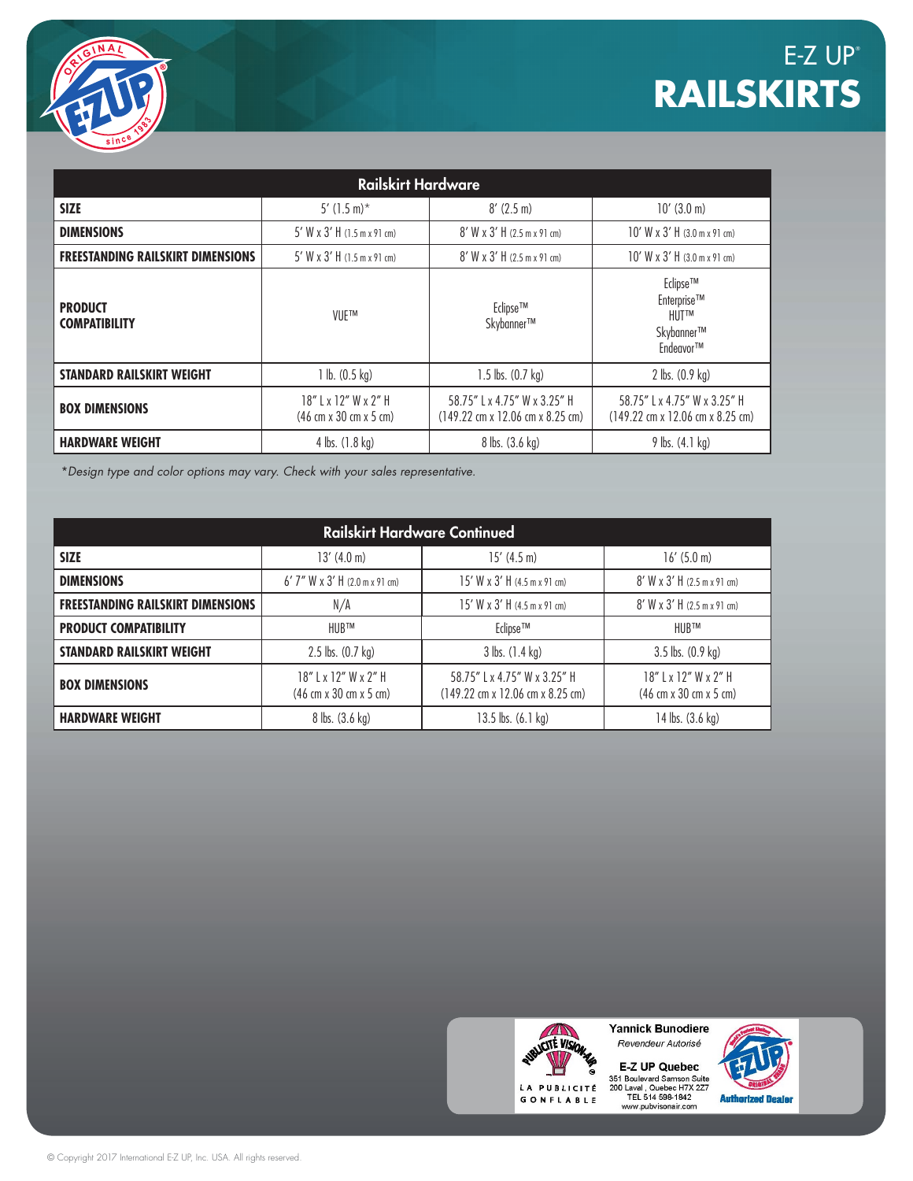# E-Z UP® RAILSKIRTS

| Railskirt Hardware | | | |
|---|---|---|---|
| **SIZE** | 5′ (1.5 m)* | 8′ (2.5 m) | 10′ (3.0 m) |
| **DIMENSIONS** | 5′ W x 3′ H (1.5 m x 91 cm) | 8′ W x 3′ H (2.5 m x 91 cm) | 10′ W x 3′ H (3.0 m x 91 cm) |
| **FREESTANDING RAILSKIRT DIMENSIONS** | 5′ W x 3′ H (1.5 m x 91 cm) | 8′ W x 3′ H (2.5 m x 91 cm) | 10′ W x 3′ H (3.0 m x 91 cm) |
| **PRODUCT COMPATIBILITY** | VUE™ | Eclipse™ Skybanner™ | Eclipse™ Enterprise™ HUT™ Skybanner™ Endeavor™ |
| **STANDARD RAILSKIRT WEIGHT** | 1 lb. (0.5 kg) | 1.5 lbs. (0.7 kg) | 2 lbs. (0.9 kg) |
| **BOX DIMENSIONS** | 18″ L x 12″ W x 2″ H (46 cm x 30 cm x 5 cm) | 58.75″ L x 4.75″ W x 3.25″ H (149.22 cm x 12.06 cm x 8.25 cm) | 58.75″ L x 4.75″ W x 3.25″ H (149.22 cm x 12.06 cm x 8.25 cm) |
| **HARDWARE WEIGHT** | 4 lbs. (1.8 kg) | 8 lbs. (3.6 kg) | 9 lbs. (4.1 kg) |

*Design type and color options may vary. Check with your sales representative.*

| Railskirt Hardware Continued | | | |
|---|---|---|---|
| **SIZE** | 13′ (4.0 m) | 15′ (4.5 m) | 16′ (5.0 m) |
| **DIMENSIONS** | 6′ 7″ W x 3′ H (2.0 m x 91 cm) | 15′ W x 3′ H (4.5 m x 91 cm) | 8′ W x 3′ H (2.5 m x 91 cm) |
| **FREESTANDING RAILSKIRT DIMENSIONS** | N/A | 15′ W x 3′ H (4.5 m x 91 cm) | 8′ W x 3′ H (2.5 m x 91 cm) |
| **PRODUCT COMPATIBILITY** | HUB™ | Eclipse™ | HUB™ |
| **STANDARD RAILSKIRT WEIGHT** | 2.5 lbs. (0.7 kg) | 3 lbs. (1.4 kg) | 3.5 lbs. (0.9 kg) |
| **BOX DIMENSIONS** | 18″ L x 12″ W x 2″ H (46 cm x 30 cm x 5 cm) | 58.75″ L x 4.75″ W x 3.25″ H (149.22 cm x 12.06 cm x 8.25 cm) | 18″ L x 12″ W x 2″ H (46 cm x 30 cm x 5 cm) |
| **HARDWARE WEIGHT** | 8 lbs. (3.6 kg) | 13.5 lbs. (6.1 kg) | 14 lbs. (3.6 kg) |

Yannick Bunodiere
*Revendeur Autorisé*

**E-Z UP Quebec**
351 Boulevard Samson Suite 200 Laval , Quebec H7X 2Z7
TEL 514 598-1842
www.pubvisonair.com

LA PUBLICITÉ GONFLABLE

Authorized Dealer

© Copyright 2017 International E-Z UP, Inc. USA. All rights reserved.